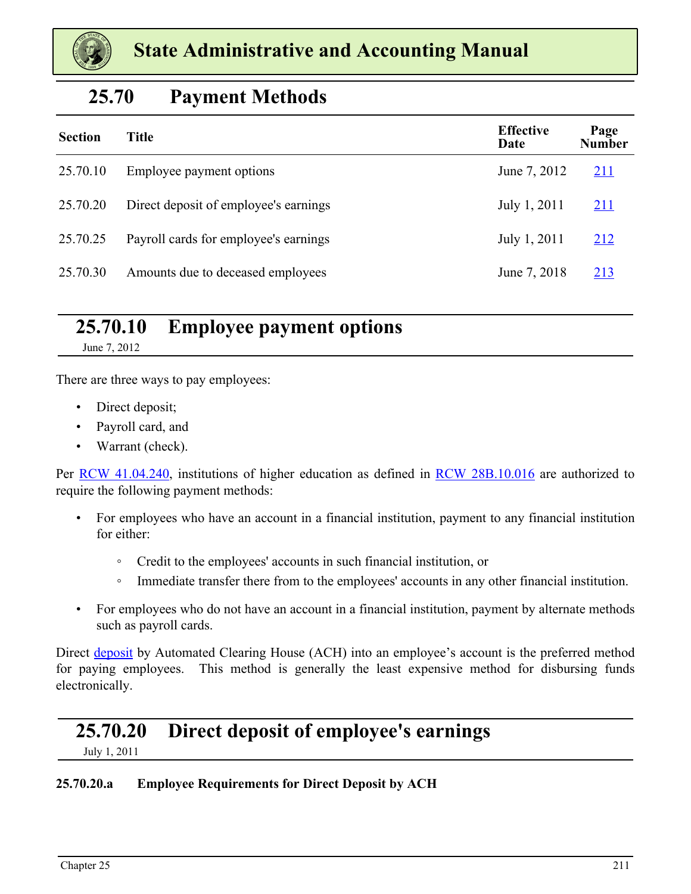# State Administrative and Accounting Manual

## 25.70 Payment Methods

| Section | Title | Effective Date | Page Number |
|---|---|---|---|
| 25.70.10 | Employee payment options | June 7, 2012 | 211 |
| 25.70.20 | Direct deposit of employee's earnings | July 1, 2011 | 211 |
| 25.70.25 | Payroll cards for employee's earnings | July 1, 2011 | 212 |
| 25.70.30 | Amounts due to deceased employees | June 7, 2018 | 213 |

## 25.70.10 Employee payment options

June 7, 2012

There are three ways to pay employees:

- Direct deposit;
- Payroll card, and
- Warrant (check).

Per RCW 41.04.240, institutions of higher education as defined in RCW 28B.10.016 are authorized to require the following payment methods:

- For employees who have an account in a financial institution, payment to any financial institution for either:
  - Credit to the employees' accounts in such financial institution, or
  - Immediate transfer there from to the employees' accounts in any other financial institution.
- For employees who do not have an account in a financial institution, payment by alternate methods such as payroll cards.

Direct deposit by Automated Clearing House (ACH) into an employee's account is the preferred method for paying employees. This method is generally the least expensive method for disbursing funds electronically.

## 25.70.20 Direct deposit of employee's earnings

July 1, 2011

### 25.70.20.a Employee Requirements for Direct Deposit by ACH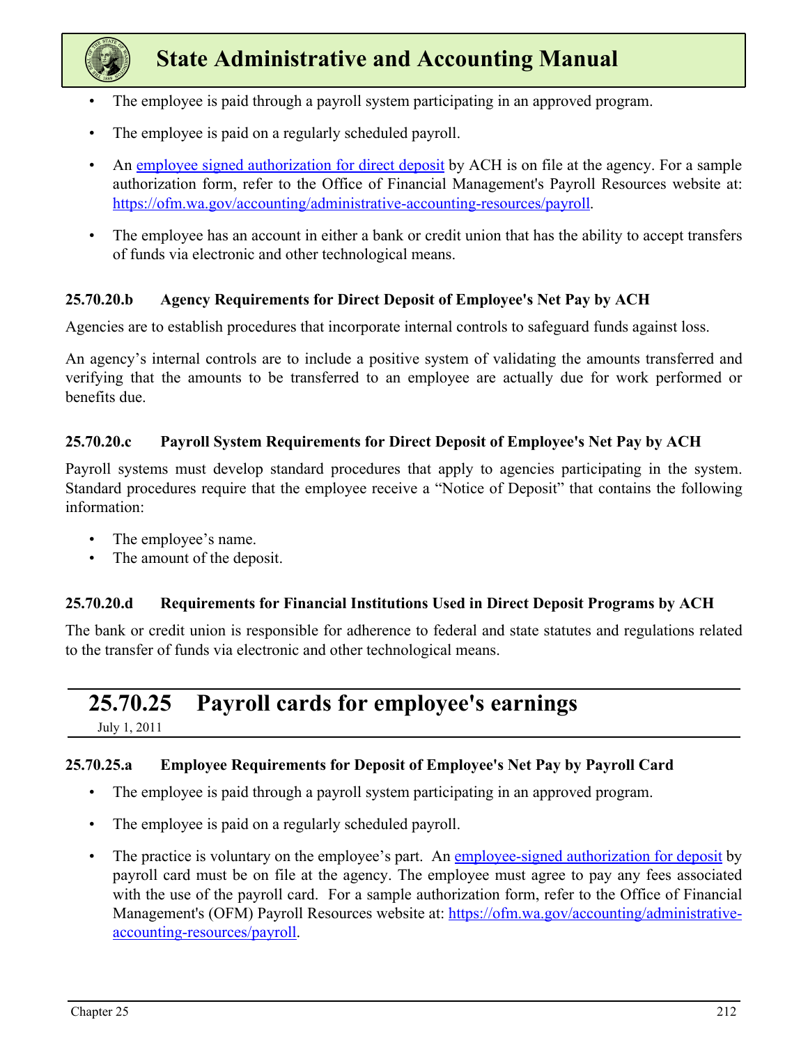- The employee is paid through a payroll system participating in an approved program.
- The employee is paid on a regularly scheduled payroll.
- An [employee signed authorization for direct deposit](https://ofm.wa.gov/accounting/administrative-accounting-resources/payroll) by ACH is on file at the agency. For a sample authorization form, refer to the Office of Financial Management's Payroll Resources website at: [https://ofm.wa.gov/accounting/administrative-accounting-resources/payroll](https://ofm.wa.gov/accounting/administrative-accounting-resources/payroll).
- The employee has an account in either a bank or credit union that has the ability to accept transfers of funds via electronic and other technological means.

### 25.70.20.b Agency Requirements for Direct Deposit of Employee's Net Pay by ACH

Agencies are to establish procedures that incorporate internal controls to safeguard funds against loss.

An agency's internal controls are to include a positive system of validating the amounts transferred and verifying that the amounts to be transferred to an employee are actually due for work performed or benefits due.

### 25.70.20.c Payroll System Requirements for Direct Deposit of Employee's Net Pay by ACH

Payroll systems must develop standard procedures that apply to agencies participating in the system. Standard procedures require that the employee receive a "Notice of Deposit" that contains the following information:

- The employee's name.
- The amount of the deposit.

### 25.70.20.d Requirements for Financial Institutions Used in Direct Deposit Programs by ACH

The bank or credit union is responsible for adherence to federal and state statutes and regulations related to the transfer of funds via electronic and other technological means.

## 25.70.25 Payroll cards for employee's earnings

July 1, 2011

### 25.70.25.a Employee Requirements for Deposit of Employee's Net Pay by Payroll Card

- The employee is paid through a payroll system participating in an approved program.
- The employee is paid on a regularly scheduled payroll.
- The practice is voluntary on the employee's part. An [employee-signed authorization for deposit](https://ofm.wa.gov/accounting/administrative-accounting-resources/payroll) by payroll card must be on file at the agency. The employee must agree to pay any fees associated with the use of the payroll card. For a sample authorization form, refer to the Office of Financial Management's (OFM) Payroll Resources website at: [https://ofm.wa.gov/accounting/administrative-accounting-resources/payroll](https://ofm.wa.gov/accounting/administrative-accounting-resources/payroll).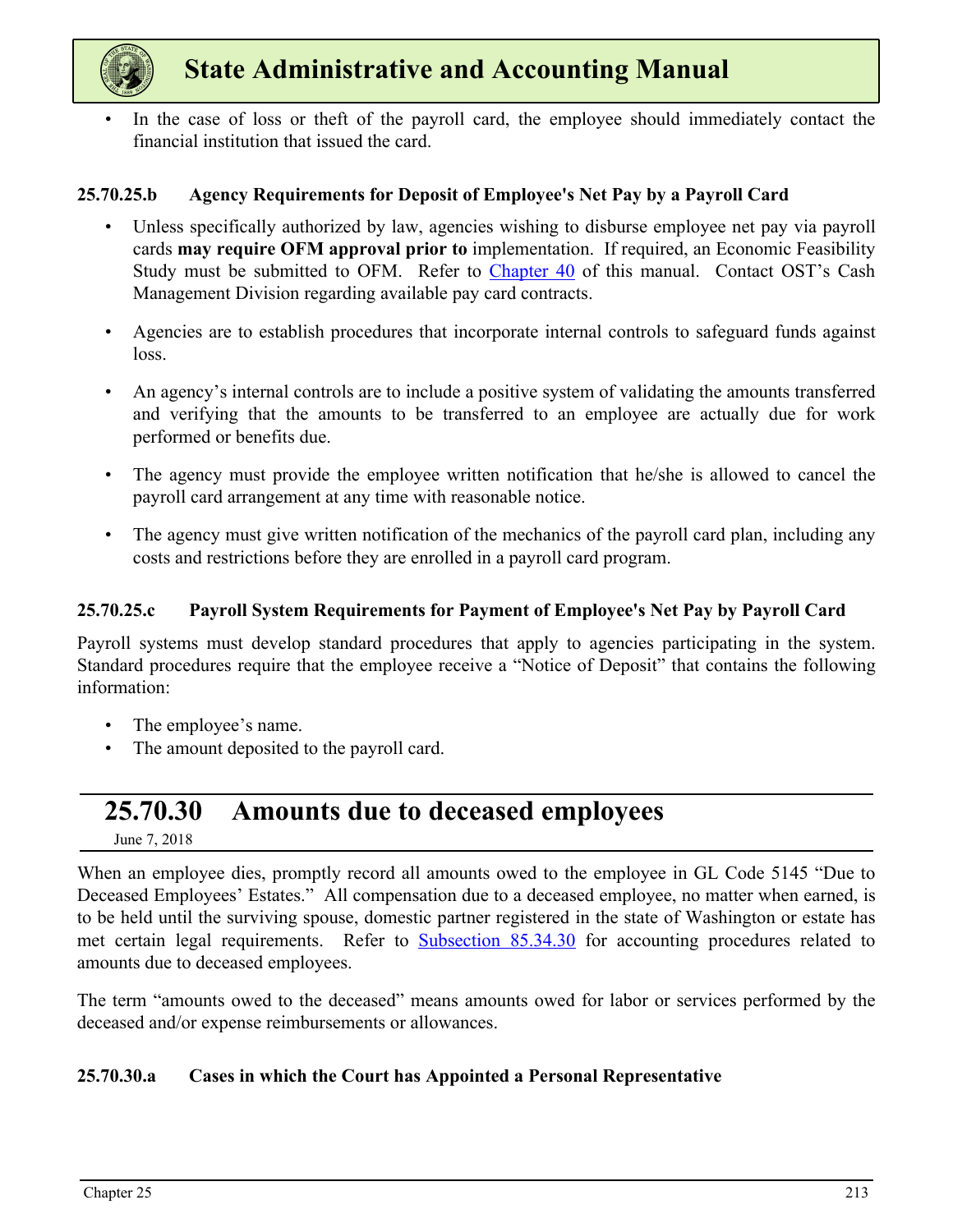- In the case of loss or theft of the payroll card, the employee should immediately contact the financial institution that issued the card.

### 25.70.25.b Agency Requirements for Deposit of Employee's Net Pay by a Payroll Card

- Unless specifically authorized by law, agencies wishing to disburse employee net pay via payroll cards **may require OFM approval prior to** implementation. If required, an Economic Feasibility Study must be submitted to OFM. Refer to [Chapter 40](#) of this manual. Contact OST's Cash Management Division regarding available pay card contracts.

- Agencies are to establish procedures that incorporate internal controls to safeguard funds against loss.

- An agency's internal controls are to include a positive system of validating the amounts transferred and verifying that the amounts to be transferred to an employee are actually due for work performed or benefits due.

- The agency must provide the employee written notification that he/she is allowed to cancel the payroll card arrangement at any time with reasonable notice.

- The agency must give written notification of the mechanics of the payroll card plan, including any costs and restrictions before they are enrolled in a payroll card program.

### 25.70.25.c Payroll System Requirements for Payment of Employee's Net Pay by Payroll Card

Payroll systems must develop standard procedures that apply to agencies participating in the system. Standard procedures require that the employee receive a "Notice of Deposit" that contains the following information:

- The employee's name.
- The amount deposited to the payroll card.

## 25.70.30 Amounts due to deceased employees

June 7, 2018

When an employee dies, promptly record all amounts owed to the employee in GL Code 5145 "Due to Deceased Employees' Estates." All compensation due to a deceased employee, no matter when earned, is to be held until the surviving spouse, domestic partner registered in the state of Washington or estate has met certain legal requirements. Refer to [Subsection 85.34.30](#) for accounting procedures related to amounts due to deceased employees.

The term "amounts owed to the deceased" means amounts owed for labor or services performed by the deceased and/or expense reimbursements or allowances.

### 25.70.30.a Cases in which the Court has Appointed a Personal Representative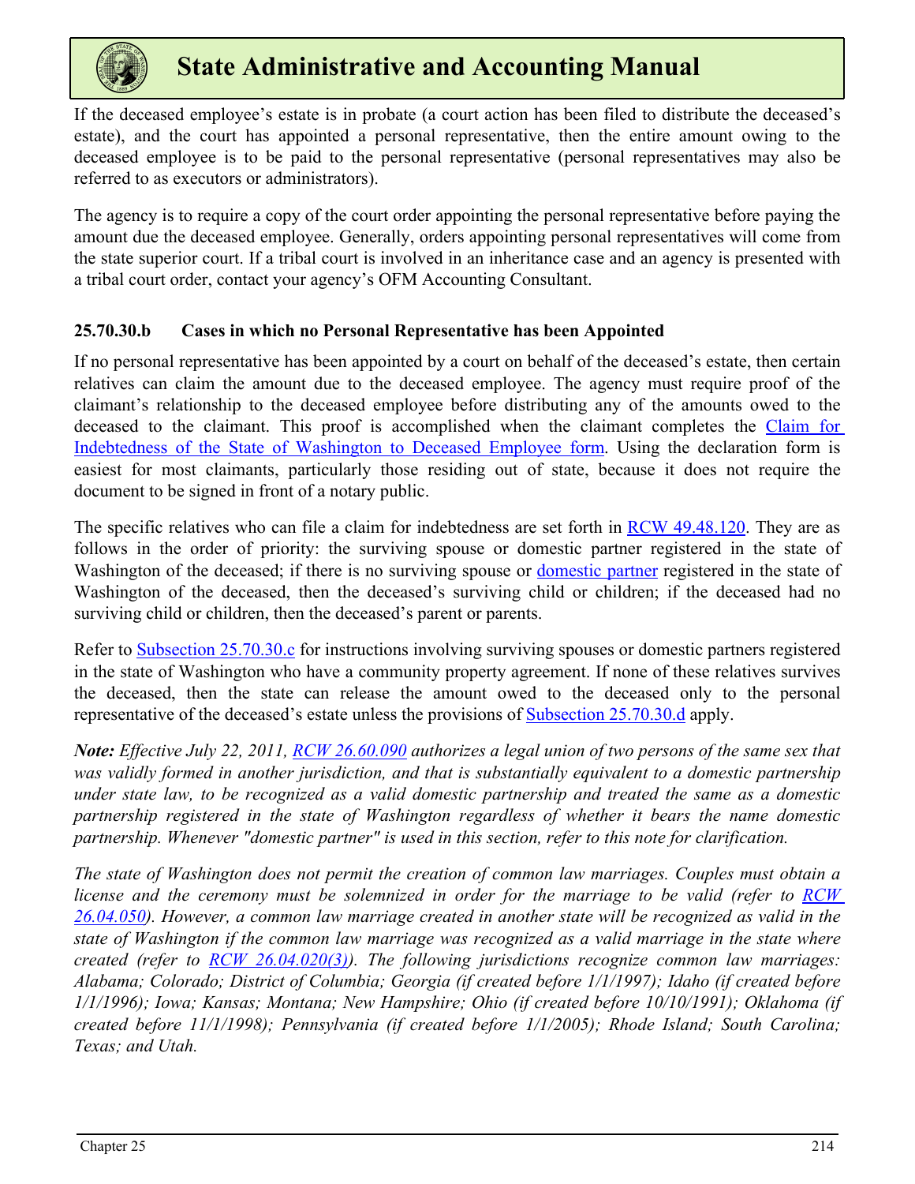If the deceased employee's estate is in probate (a court action has been filed to distribute the deceased's estate), and the court has appointed a personal representative, then the entire amount owing to the deceased employee is to be paid to the personal representative (personal representatives may also be referred to as executors or administrators).

The agency is to require a copy of the court order appointing the personal representative before paying the amount due the deceased employee. Generally, orders appointing personal representatives will come from the state superior court. If a tribal court is involved in an inheritance case and an agency is presented with a tribal court order, contact your agency's OFM Accounting Consultant.

### 25.70.30.b Cases in which no Personal Representative has been Appointed

If no personal representative has been appointed by a court on behalf of the deceased's estate, then certain relatives can claim the amount due to the deceased employee. The agency must require proof of the claimant's relationship to the deceased employee before distributing any of the amounts owed to the deceased to the claimant. This proof is accomplished when the claimant completes the Claim for Indebtedness of the State of Washington to Deceased Employee form. Using the declaration form is easiest for most claimants, particularly those residing out of state, because it does not require the document to be signed in front of a notary public.

The specific relatives who can file a claim for indebtedness are set forth in RCW 49.48.120. They are as follows in the order of priority: the surviving spouse or domestic partner registered in the state of Washington of the deceased; if there is no surviving spouse or domestic partner registered in the state of Washington of the deceased, then the deceased's surviving child or children; if the deceased had no surviving child or children, then the deceased's parent or parents.

Refer to Subsection 25.70.30.c for instructions involving surviving spouses or domestic partners registered in the state of Washington who have a community property agreement. If none of these relatives survives the deceased, then the state can release the amount owed to the deceased only to the personal representative of the deceased's estate unless the provisions of Subsection 25.70.30.d apply.

***Note:*** *Effective July 22, 2011, RCW 26.60.090 authorizes a legal union of two persons of the same sex that was validly formed in another jurisdiction, and that is substantially equivalent to a domestic partnership under state law, to be recognized as a valid domestic partnership and treated the same as a domestic partnership registered in the state of Washington regardless of whether it bears the name domestic partnership. Whenever "domestic partner" is used in this section, refer to this note for clarification.*

*The state of Washington does not permit the creation of common law marriages. Couples must obtain a license and the ceremony must be solemnized in order for the marriage to be valid (refer to RCW 26.04.050). However, a common law marriage created in another state will be recognized as valid in the state of Washington if the common law marriage was recognized as a valid marriage in the state where created (refer to RCW 26.04.020(3)). The following jurisdictions recognize common law marriages: Alabama; Colorado; District of Columbia; Georgia (if created before 1/1/1997); Idaho (if created before 1/1/1996); Iowa; Kansas; Montana; New Hampshire; Ohio (if created before 10/10/1991); Oklahoma (if created before 11/1/1998); Pennsylvania (if created before 1/1/2005); Rhode Island; South Carolina; Texas; and Utah.*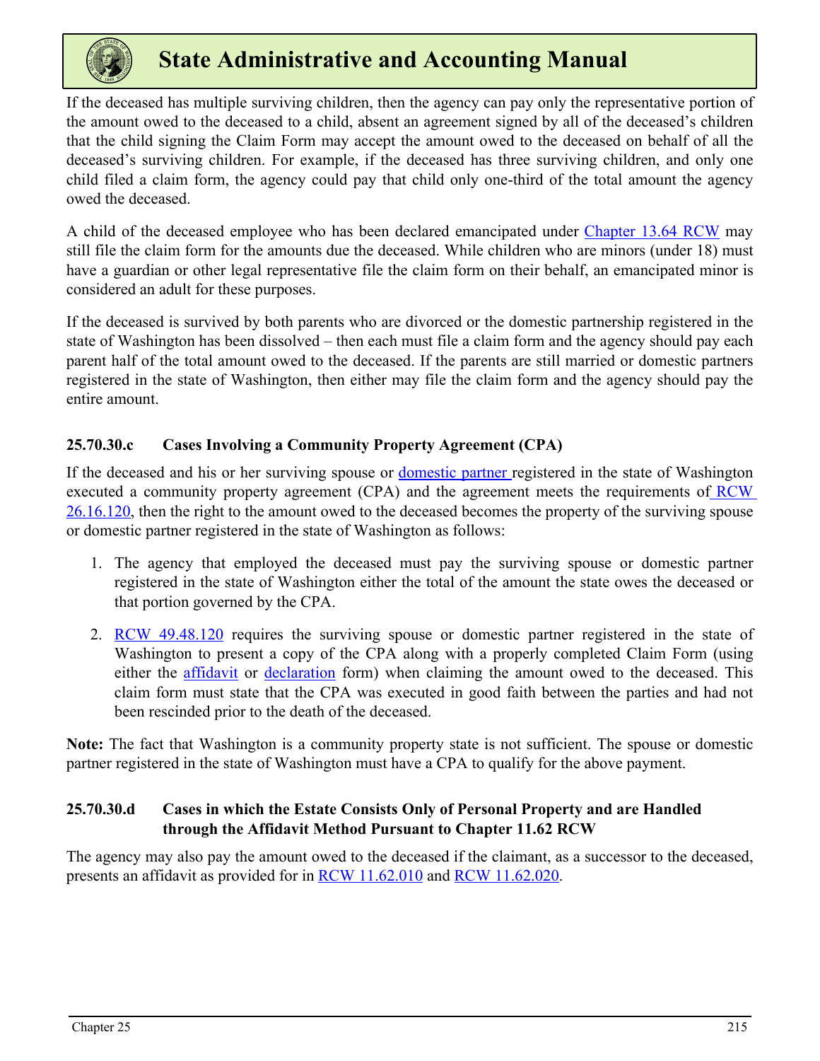If the deceased has multiple surviving children, then the agency can pay only the representative portion of the amount owed to the deceased to a child, absent an agreement signed by all of the deceased's children that the child signing the Claim Form may accept the amount owed to the deceased on behalf of all the deceased's surviving children. For example, if the deceased has three surviving children, and only one child filed a claim form, the agency could pay that child only one-third of the total amount the agency owed the deceased.

A child of the deceased employee who has been declared emancipated under [Chapter 13.64 RCW](#) may still file the claim form for the amounts due the deceased. While children who are minors (under 18) must have a guardian or other legal representative file the claim form on their behalf, an emancipated minor is considered an adult for these purposes.

If the deceased is survived by both parents who are divorced or the domestic partnership registered in the state of Washington has been dissolved – then each must file a claim form and the agency should pay each parent half of the total amount owed to the deceased. If the parents are still married or domestic partners registered in the state of Washington, then either may file the claim form and the agency should pay the entire amount.

### 25.70.30.c Cases Involving a Community Property Agreement (CPA)

If the deceased and his or her surviving spouse or [domestic partner](#) registered in the state of Washington executed a community property agreement (CPA) and the agreement meets the requirements of [RCW 26.16.120](#), then the right to the amount owed to the deceased becomes the property of the surviving spouse or domestic partner registered in the state of Washington as follows:

1. The agency that employed the deceased must pay the surviving spouse or domestic partner registered in the state of Washington either the total of the amount the state owes the deceased or that portion governed by the CPA.
2. [RCW 49.48.120](#) requires the surviving spouse or domestic partner registered in the state of Washington to present a copy of the CPA along with a properly completed Claim Form (using either the [affidavit](#) or [declaration](#) form) when claiming the amount owed to the deceased. This claim form must state that the CPA was executed in good faith between the parties and had not been rescinded prior to the death of the deceased.

**Note:** The fact that Washington is a community property state is not sufficient. The spouse or domestic partner registered in the state of Washington must have a CPA to qualify for the above payment.

### 25.70.30.d Cases in which the Estate Consists Only of Personal Property and are Handled through the Affidavit Method Pursuant to Chapter 11.62 RCW

The agency may also pay the amount owed to the deceased if the claimant, as a successor to the deceased, presents an affidavit as provided for in [RCW 11.62.010](#) and [RCW 11.62.020](#).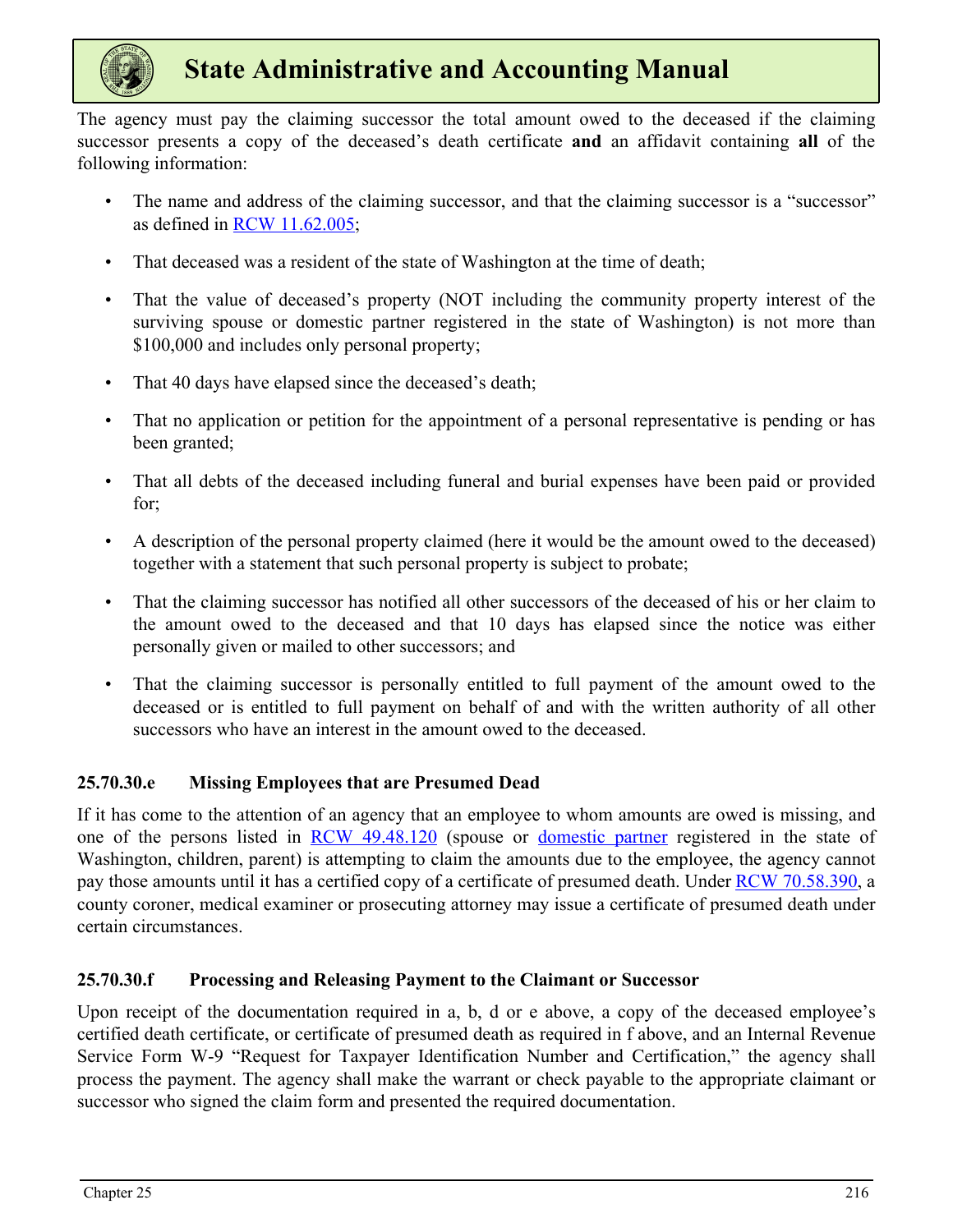The agency must pay the claiming successor the total amount owed to the deceased if the claiming successor presents a copy of the deceased's death certificate **and** an affidavit containing **all** of the following information:

- The name and address of the claiming successor, and that the claiming successor is a "successor" as defined in RCW 11.62.005;
- That deceased was a resident of the state of Washington at the time of death;
- That the value of deceased's property (NOT including the community property interest of the surviving spouse or domestic partner registered in the state of Washington) is not more than $100,000 and includes only personal property;
- That 40 days have elapsed since the deceased's death;
- That no application or petition for the appointment of a personal representative is pending or has been granted;
- That all debts of the deceased including funeral and burial expenses have been paid or provided for;
- A description of the personal property claimed (here it would be the amount owed to the deceased) together with a statement that such personal property is subject to probate;
- That the claiming successor has notified all other successors of the deceased of his or her claim to the amount owed to the deceased and that 10 days has elapsed since the notice was either personally given or mailed to other successors; and
- That the claiming successor is personally entitled to full payment of the amount owed to the deceased or is entitled to full payment on behalf of and with the written authority of all other successors who have an interest in the amount owed to the deceased.

### 25.70.30.e Missing Employees that are Presumed Dead

If it has come to the attention of an agency that an employee to whom amounts are owed is missing, and one of the persons listed in RCW 49.48.120 (spouse or domestic partner registered in the state of Washington, children, parent) is attempting to claim the amounts due to the employee, the agency cannot pay those amounts until it has a certified copy of a certificate of presumed death. Under RCW 70.58.390, a county coroner, medical examiner or prosecuting attorney may issue a certificate of presumed death under certain circumstances.

### 25.70.30.f Processing and Releasing Payment to the Claimant or Successor

Upon receipt of the documentation required in a, b, d or e above, a copy of the deceased employee's certified death certificate, or certificate of presumed death as required in f above, and an Internal Revenue Service Form W-9 "Request for Taxpayer Identification Number and Certification," the agency shall process the payment. The agency shall make the warrant or check payable to the appropriate claimant or successor who signed the claim form and presented the required documentation.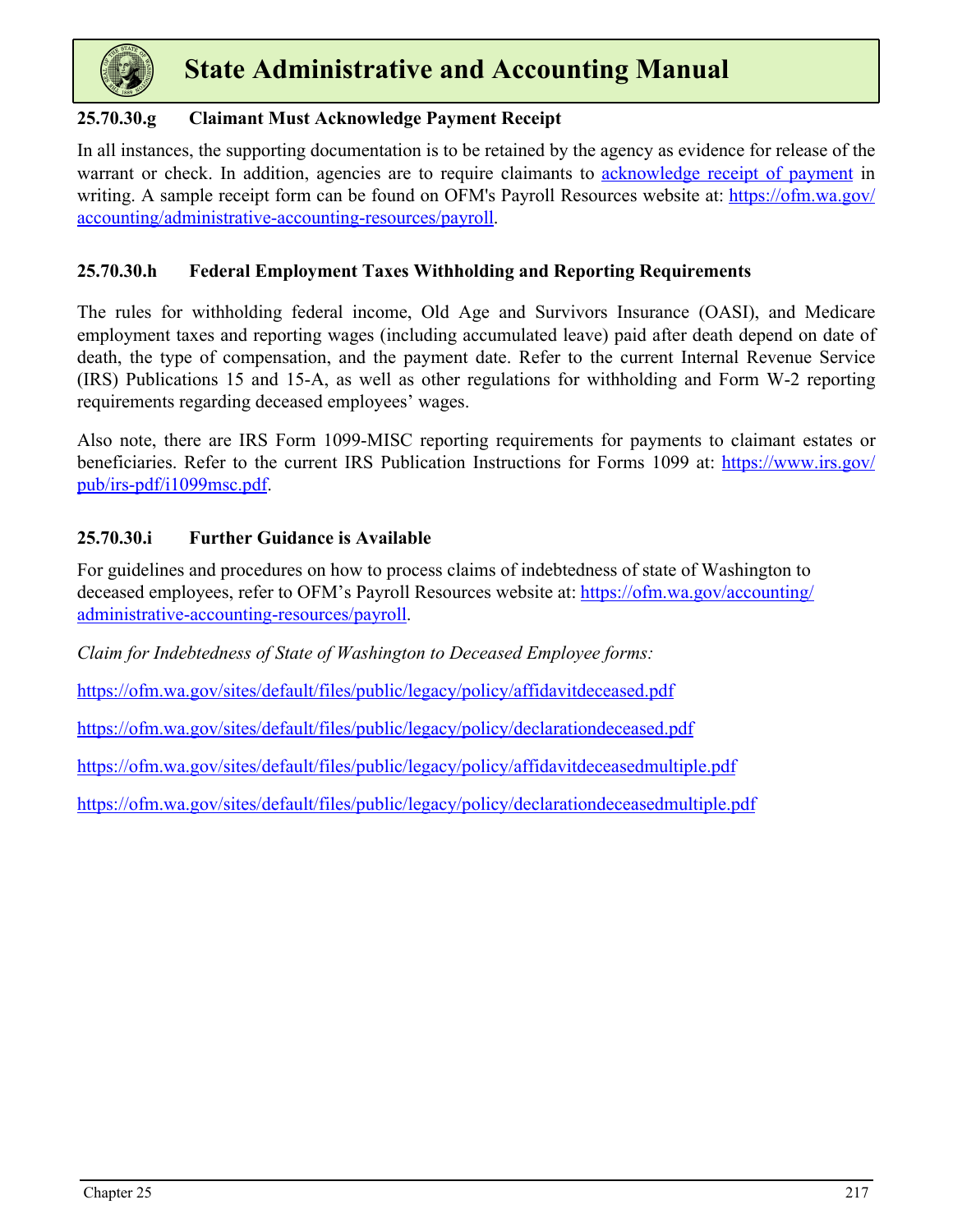### 25.70.30.g Claimant Must Acknowledge Payment Receipt

In all instances, the supporting documentation is to be retained by the agency as evidence for release of the warrant or check. In addition, agencies are to require claimants to acknowledge receipt of payment in writing. A sample receipt form can be found on OFM's Payroll Resources website at: https://ofm.wa.gov/accounting/administrative-accounting-resources/payroll.

### 25.70.30.h Federal Employment Taxes Withholding and Reporting Requirements

The rules for withholding federal income, Old Age and Survivors Insurance (OASI), and Medicare employment taxes and reporting wages (including accumulated leave) paid after death depend on date of death, the type of compensation, and the payment date. Refer to the current Internal Revenue Service (IRS) Publications 15 and 15-A, as well as other regulations for withholding and Form W-2 reporting requirements regarding deceased employees' wages.

Also note, there are IRS Form 1099-MISC reporting requirements for payments to claimant estates or beneficiaries. Refer to the current IRS Publication Instructions for Forms 1099 at: https://www.irs.gov/pub/irs-pdf/i1099msc.pdf.

### 25.70.30.i Further Guidance is Available

For guidelines and procedures on how to process claims of indebtedness of state of Washington to deceased employees, refer to OFM's Payroll Resources website at: https://ofm.wa.gov/accounting/administrative-accounting-resources/payroll.

*Claim for Indebtedness of State of Washington to Deceased Employee forms:*

https://ofm.wa.gov/sites/default/files/public/legacy/policy/affidavitdeceased.pdf

https://ofm.wa.gov/sites/default/files/public/legacy/policy/declarationdeceased.pdf

https://ofm.wa.gov/sites/default/files/public/legacy/policy/affidavitdeceasedmultiple.pdf

https://ofm.wa.gov/sites/default/files/public/legacy/policy/declarationdeceasedmultiple.pdf